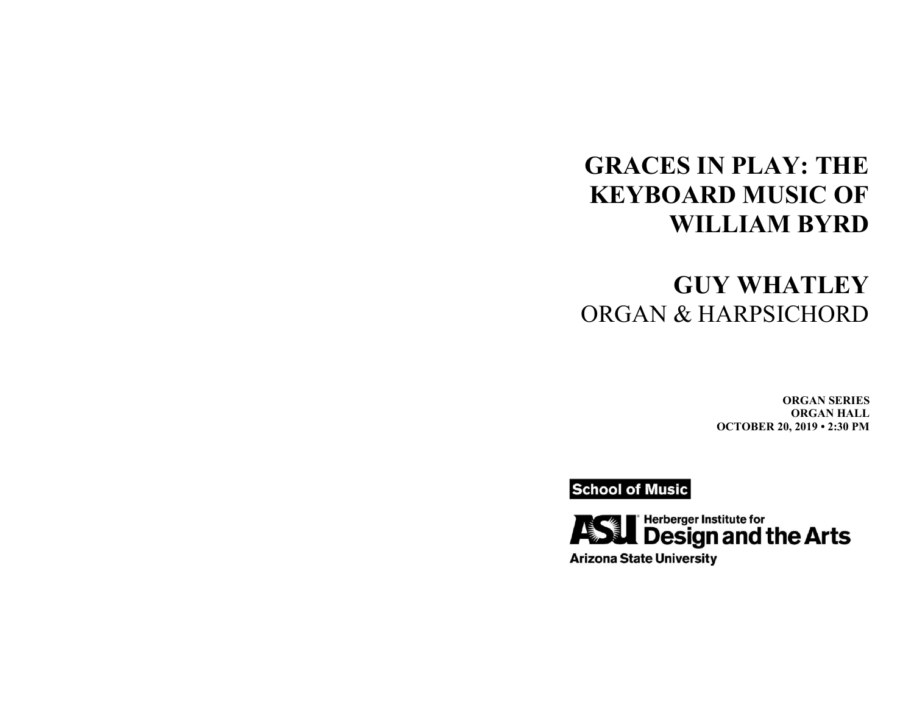# GRACES IN PLAY: THE KEYBOARD MUSIC OF WILLIAM BYRD

## GUY WHATLEY
ORGAN & HARPSICHORD

**ORGAN SERIES**
**ORGAN HALL**
**OCTOBER 20, 2019 • 2:30 PM**

School of Music

ASU Herberger Institute for Design and the Arts
Arizona State University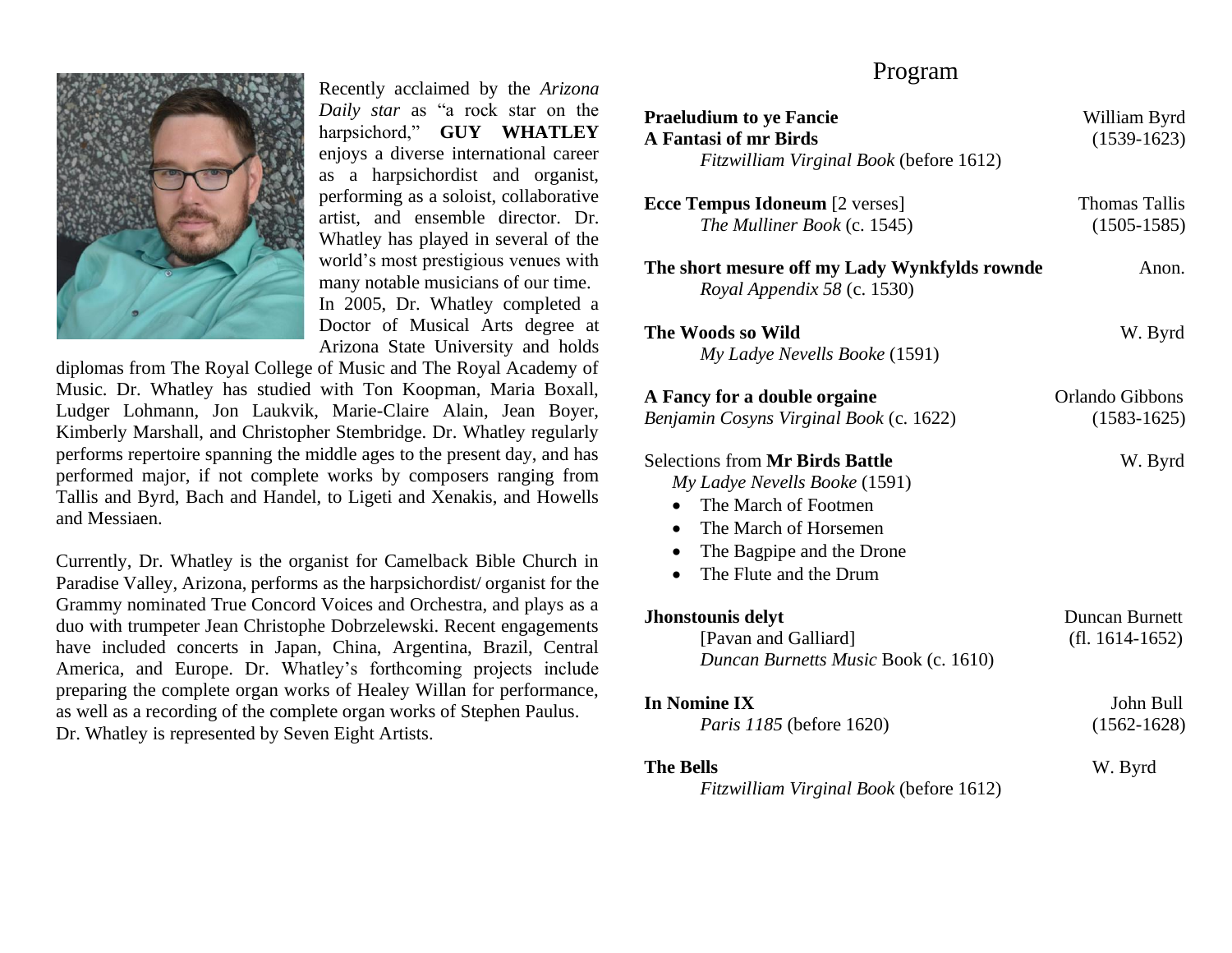Recently acclaimed by the *Arizona Daily star* as "a rock star on the harpsichord," **GUY WHATLEY** enjoys a diverse international career as a harpsichordist and organist, performing as a soloist, collaborative artist, and ensemble director. Dr. Whatley has played in several of the world's most prestigious venues with many notable musicians of our time. In 2005, Dr. Whatley completed a Doctor of Musical Arts degree at Arizona State University and holds diplomas from The Royal College of Music and The Royal Academy of Music. Dr. Whatley has studied with Ton Koopman, Maria Boxall, Ludger Lohmann, Jon Laukvik, Marie-Claire Alain, Jean Boyer, Kimberly Marshall, and Christopher Stembridge. Dr. Whatley regularly performs repertoire spanning the middle ages to the present day, and has performed major, if not complete works by composers ranging from Tallis and Byrd, Bach and Handel, to Ligeti and Xenakis, and Howells and Messiaen.

Currently, Dr. Whatley is the organist for Camelback Bible Church in Paradise Valley, Arizona, performs as the harpsichordist/ organist for the Grammy nominated True Concord Voices and Orchestra, and plays as a duo with trumpeter Jean Christophe Dobrzelewski. Recent engagements have included concerts in Japan, China, Argentina, Brazil, Central America, and Europe. Dr. Whatley's forthcoming projects include preparing the complete organ works of Healey Willan for performance, as well as a recording of the complete organ works of Stephen Paulus. Dr. Whatley is represented by Seven Eight Artists.

# Program

**Praeludium to ye Fancie**
**A Fantasi of mr Birds**
*Fitzwilliam Virginal Book* (before 1612) — William Byrd (1539-1623)

**Ecce Tempus Idoneum** [2 verses]
*The Mulliner Book* (c. 1545) — Thomas Tallis (1505-1585)

**The short mesure off my Lady Wynkfylds rownde**
*Royal Appendix 58* (c. 1530) — Anon.

**The Woods so Wild**
*My Ladye Nevells Booke* (1591) — W. Byrd

**A Fancy for a double orgaine**
*Benjamin Cosyns Virginal Book* (c. 1622) — Orlando Gibbons (1583-1625)

Selections from **Mr Birds Battle** — W. Byrd
*My Ladye Nevells Booke* (1591)

- The March of Footmen
- The March of Horsemen
- The Bagpipe and the Drone
- The Flute and the Drum

**Jhonstounis delyt**
[Pavan and Galliard]
*Duncan Burnetts Music* Book (c. 1610) — Duncan Burnett (fl. 1614-1652)

**In Nomine IX**
*Paris 1185* (before 1620) — John Bull (1562-1628)

**The Bells**
*Fitzwilliam Virginal Book* (before 1612) — W. Byrd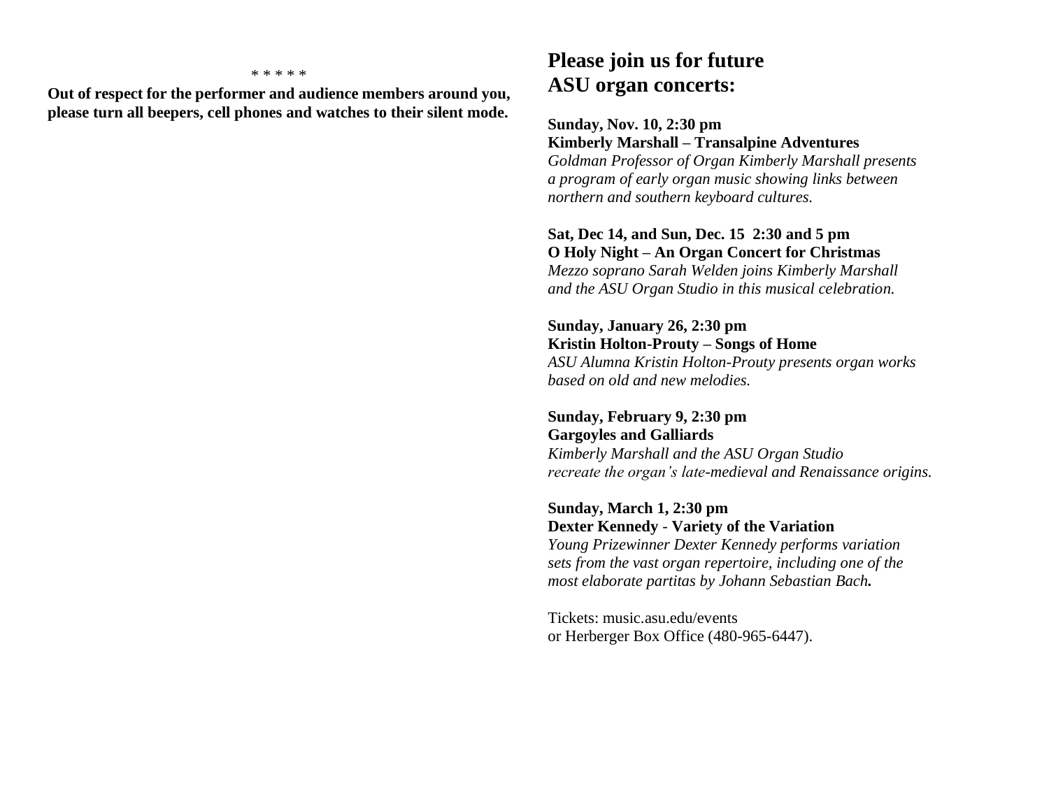\* \* \* \* \*

**Out of respect for the performer and audience members around you, please turn all beepers, cell phones and watches to their silent mode.**

## Please join us for future ASU organ concerts:

**Sunday, Nov. 10, 2:30 pm**
**Kimberly Marshall – Transalpine Adventures**
*Goldman Professor of Organ Kimberly Marshall presents a program of early organ music showing links between northern and southern keyboard cultures.*

**Sat, Dec 14, and Sun, Dec. 15 2:30 and 5 pm**
**O Holy Night – An Organ Concert for Christmas**
*Mezzo soprano Sarah Welden joins Kimberly Marshall and the ASU Organ Studio in this musical celebration.*

**Sunday, January 26, 2:30 pm**
**Kristin Holton-Prouty – Songs of Home**
*ASU Alumna Kristin Holton-Prouty presents organ works based on old and new melodies.*

**Sunday, February 9, 2:30 pm**
**Gargoyles and Galliards**
*Kimberly Marshall and the ASU Organ Studio recreate the organ's late-medieval and Renaissance origins.*

**Sunday, March 1, 2:30 pm**
**Dexter Kennedy - Variety of the Variation**
*Young Prizewinner Dexter Kennedy performs variation sets from the vast organ repertoire, including one of the most elaborate partitas by Johann Sebastian Bach.*

Tickets: music.asu.edu/events
or Herberger Box Office (480-965-6447).